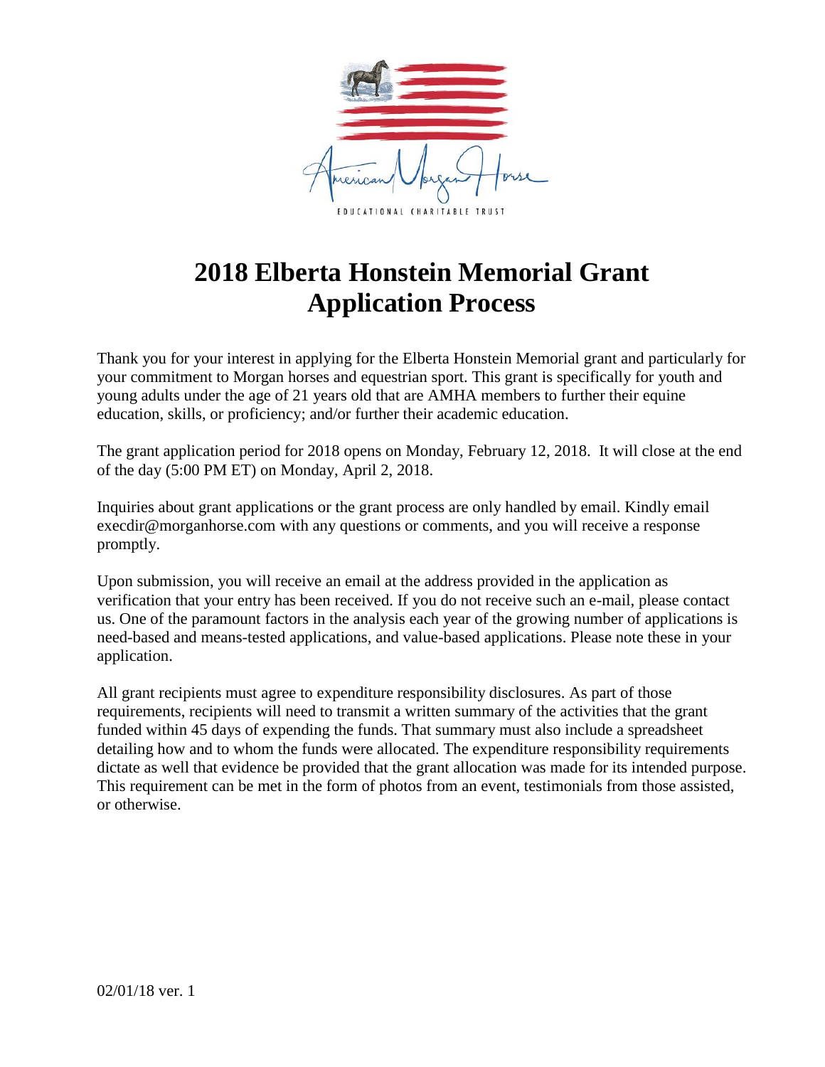# 2018 Elberta Honstein Memorial Grant Application Process

Thank you for your interest in applying for the Elberta Honstein Memorial grant and particularly for your commitment to Morgan horses and equestrian sport. This grant is specifically for youth and young adults under the age of 21 years old that are AMHA members to further their equine education, skills, or proficiency; and/or further their academic education.

The grant application period for 2018 opens on Monday, February 12, 2018. It will close at the end of the day (5:00 PM ET) on Monday, April 2, 2018.

Inquiries about grant applications or the grant process are only handled by email. Kindly email execdir@morganhorse.com with any questions or comments, and you will receive a response promptly.

Upon submission, you will receive an email at the address provided in the application as verification that your entry has been received. If you do not receive such an e-mail, please contact us. One of the paramount factors in the analysis each year of the growing number of applications is need-based and means-tested applications, and value-based applications. Please note these in your application.

All grant recipients must agree to expenditure responsibility disclosures. As part of those requirements, recipients will need to transmit a written summary of the activities that the grant funded within 45 days of expending the funds. That summary must also include a spreadsheet detailing how and to whom the funds were allocated. The expenditure responsibility requirements dictate as well that evidence be provided that the grant allocation was made for its intended purpose. This requirement can be met in the form of photos from an event, testimonials from those assisted, or otherwise.

02/01/18 ver. 1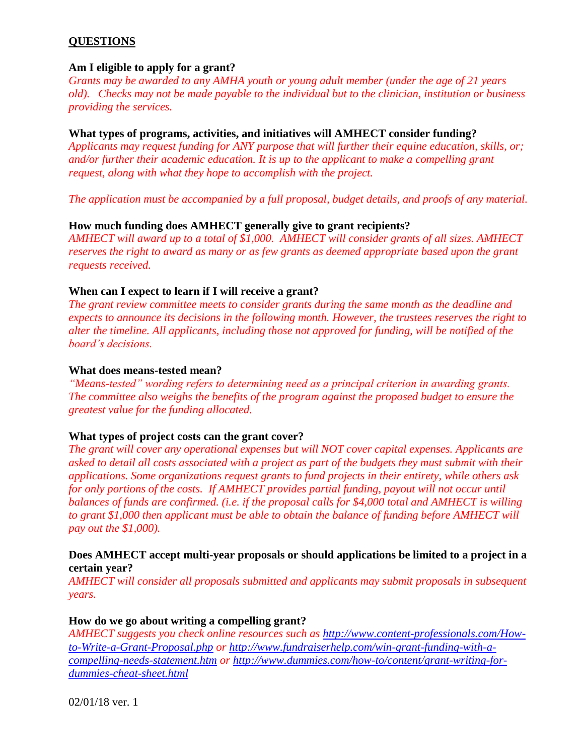## QUESTIONS

**Am I eligible to apply for a grant?**

*Grants may be awarded to any AMHA youth or young adult member (under the age of 21 years old). Checks may not be made payable to the individual but to the clinician, institution or business providing the services.*

**What types of programs, activities, and initiatives will AMHECT consider funding?**

*Applicants may request funding for ANY purpose that will further their equine education, skills, or; and/or further their academic education. It is up to the applicant to make a compelling grant request, along with what they hope to accomplish with the project.*

*The application must be accompanied by a full proposal, budget details, and proofs of any material.*

**How much funding does AMHECT generally give to grant recipients?**

*AMHECT will award up to a total of $1,000. AMHECT will consider grants of all sizes. AMHECT reserves the right to award as many or as few grants as deemed appropriate based upon the grant requests received.*

**When can I expect to learn if I will receive a grant?**

*The grant review committee meets to consider grants during the same month as the deadline and expects to announce its decisions in the following month. However, the trustees reserves the right to alter the timeline. All applicants, including those not approved for funding, will be notified of the board's decisions.*

**What does means-tested mean?**

*"Means-tested" wording refers to determining need as a principal criterion in awarding grants. The committee also weighs the benefits of the program against the proposed budget to ensure the greatest value for the funding allocated.*

**What types of project costs can the grant cover?**

*The grant will cover any operational expenses but will NOT cover capital expenses. Applicants are asked to detail all costs associated with a project as part of the budgets they must submit with their applications. Some organizations request grants to fund projects in their entirety, while others ask for only portions of the costs. If AMHECT provides partial funding, payout will not occur until balances of funds are confirmed. (i.e. if the proposal calls for $4,000 total and AMHECT is willing to grant $1,000 then applicant must be able to obtain the balance of funding before AMHECT will pay out the $1,000).*

**Does AMHECT accept multi-year proposals or should applications be limited to a project in a certain year?**

*AMHECT will consider all proposals submitted and applicants may submit proposals in subsequent years.*

**How do we go about writing a compelling grant?**

*AMHECT suggests you check online resources such as [http://www.content-professionals.com/How-to-Write-a-Grant-Proposal.php](http://www.content-professionals.com/How-to-Write-a-Grant-Proposal.php) or [http://www.fundraiserhelp.com/win-grant-funding-with-a-compelling-needs-statement.htm](http://www.fundraiserhelp.com/win-grant-funding-with-a-compelling-needs-statement.htm) or [http://www.dummies.com/how-to/content/grant-writing-for-dummies-cheat-sheet.html](http://www.dummies.com/how-to/content/grant-writing-for-dummies-cheat-sheet.html)*

02/01/18 ver. 1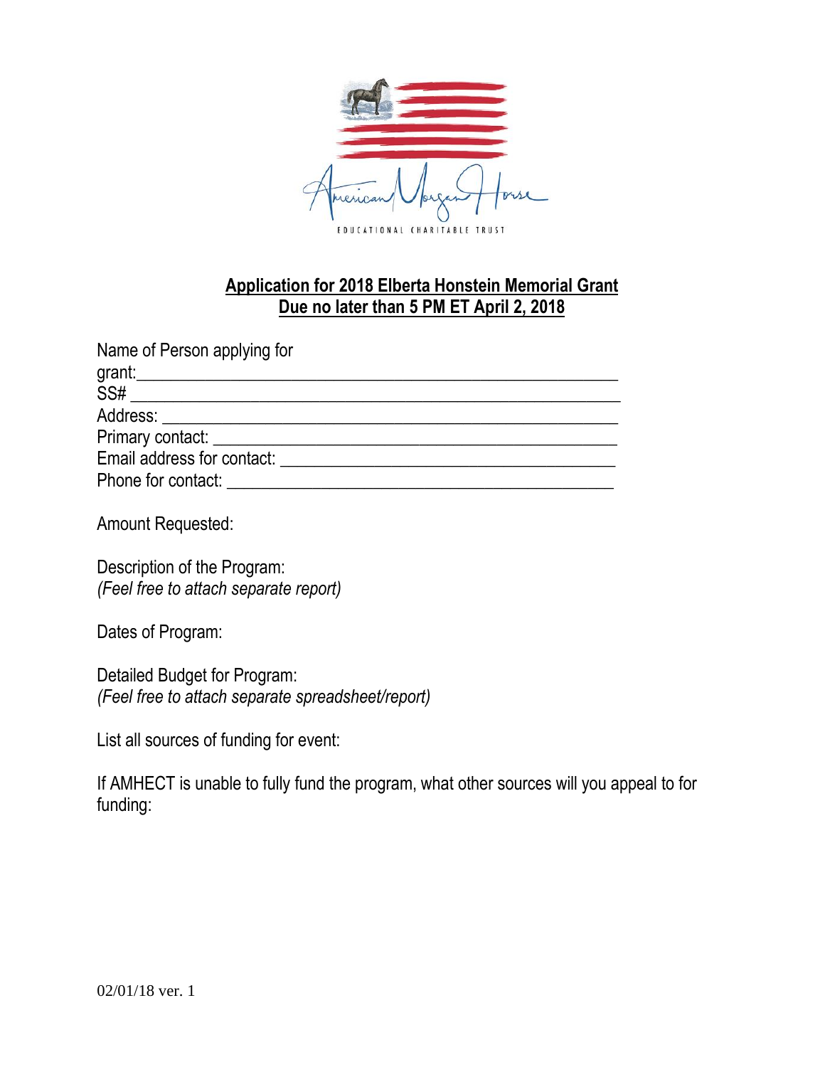American Morgan Horse

EDUCATIONAL CHARITABLE TRUST

**Application for 2018 Elberta Honstein Memorial Grant**
**Due no later than 5 PM ET April 2, 2018**

Name of Person applying for grant:\_\_\_\_\_\_\_\_\_\_\_\_\_\_\_\_\_\_\_\_\_\_\_\_\_\_\_\_\_\_\_\_\_\_\_\_\_\_\_\_\_\_\_\_\_\_\_\_

SS# \_\_\_\_\_\_\_\_\_\_\_\_\_\_\_\_\_\_\_\_\_\_\_\_\_\_\_\_\_\_\_\_\_\_\_\_\_\_\_\_\_\_\_\_\_\_\_\_\_\_\_\_

Address: \_\_\_\_\_\_\_\_\_\_\_\_\_\_\_\_\_\_\_\_\_\_\_\_\_\_\_\_\_\_\_\_\_\_\_\_\_\_\_\_\_\_\_\_\_\_\_\_

Primary contact: \_\_\_\_\_\_\_\_\_\_\_\_\_\_\_\_\_\_\_\_\_\_\_\_\_\_\_\_\_\_\_\_\_\_\_\_\_\_\_\_\_\_\_

Email address for contact: \_\_\_\_\_\_\_\_\_\_\_\_\_\_\_\_\_\_\_\_\_\_\_\_\_\_\_\_\_\_\_\_\_\_\_\_

Phone for contact: \_\_\_\_\_\_\_\_\_\_\_\_\_\_\_\_\_\_\_\_\_\_\_\_\_\_\_\_\_\_\_\_\_\_\_\_\_\_\_\_\_

Amount Requested:

Description of the Program:
*(Feel free to attach separate report)*

Dates of Program:

Detailed Budget for Program:
*(Feel free to attach separate spreadsheet/report)*

List all sources of funding for event:

If AMHECT is unable to fully fund the program, what other sources will you appeal to for funding:

02/01/18 ver. 1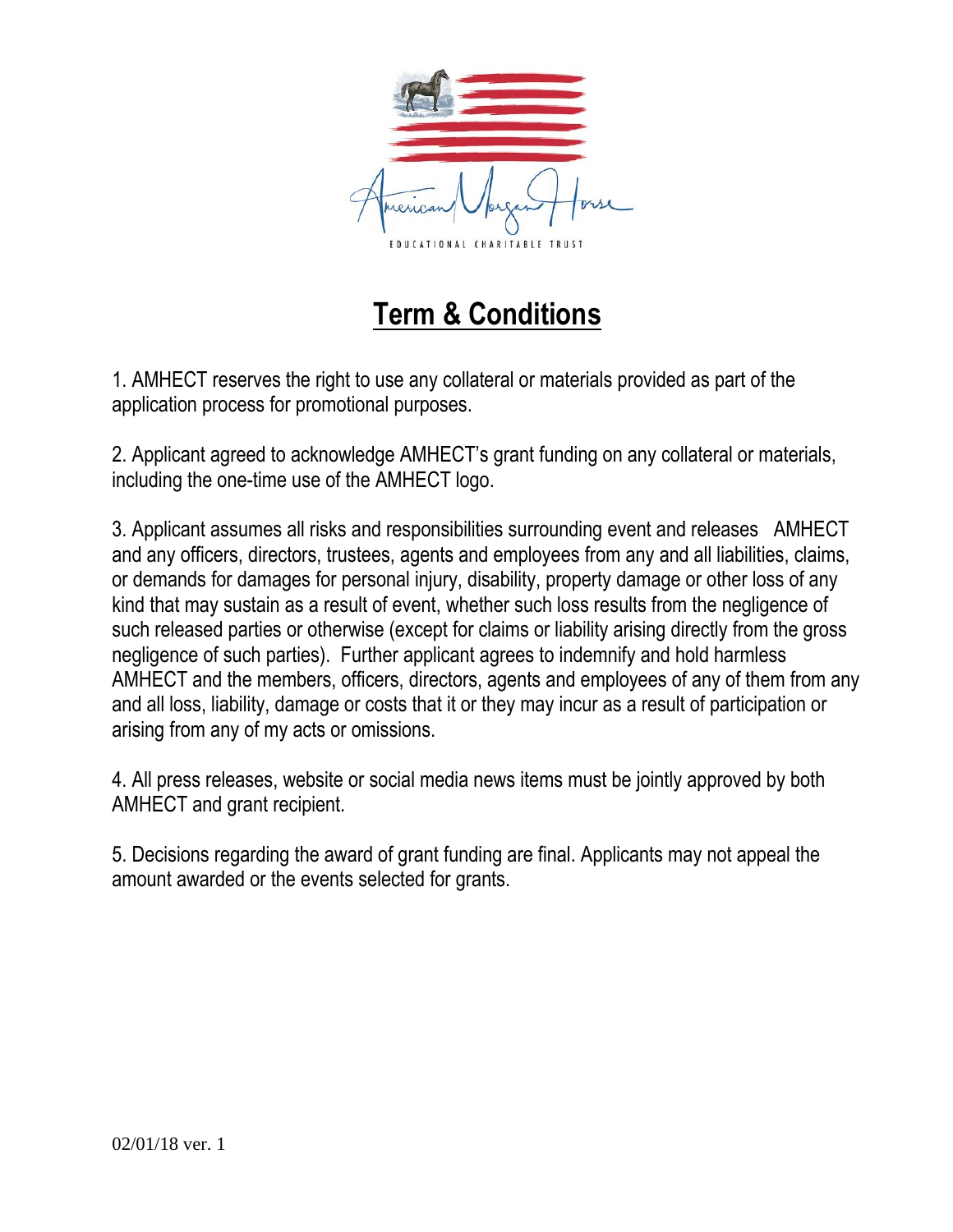American Morgan Horse

EDUCATIONAL CHARITABLE TRUST

# Term & Conditions

1. AMHECT reserves the right to use any collateral or materials provided as part of the application process for promotional purposes.

2. Applicant agreed to acknowledge AMHECT's grant funding on any collateral or materials, including the one-time use of the AMHECT logo.

3. Applicant assumes all risks and responsibilities surrounding event and releases AMHECT and any officers, directors, trustees, agents and employees from any and all liabilities, claims, or demands for damages for personal injury, disability, property damage or other loss of any kind that may sustain as a result of event, whether such loss results from the negligence of such released parties or otherwise (except for claims or liability arising directly from the gross negligence of such parties). Further applicant agrees to indemnify and hold harmless AMHECT and the members, officers, directors, agents and employees of any of them from any and all loss, liability, damage or costs that it or they may incur as a result of participation or arising from any of my acts or omissions.

4. All press releases, website or social media news items must be jointly approved by both AMHECT and grant recipient.

5. Decisions regarding the award of grant funding are final. Applicants may not appeal the amount awarded or the events selected for grants.

02/01/18 ver. 1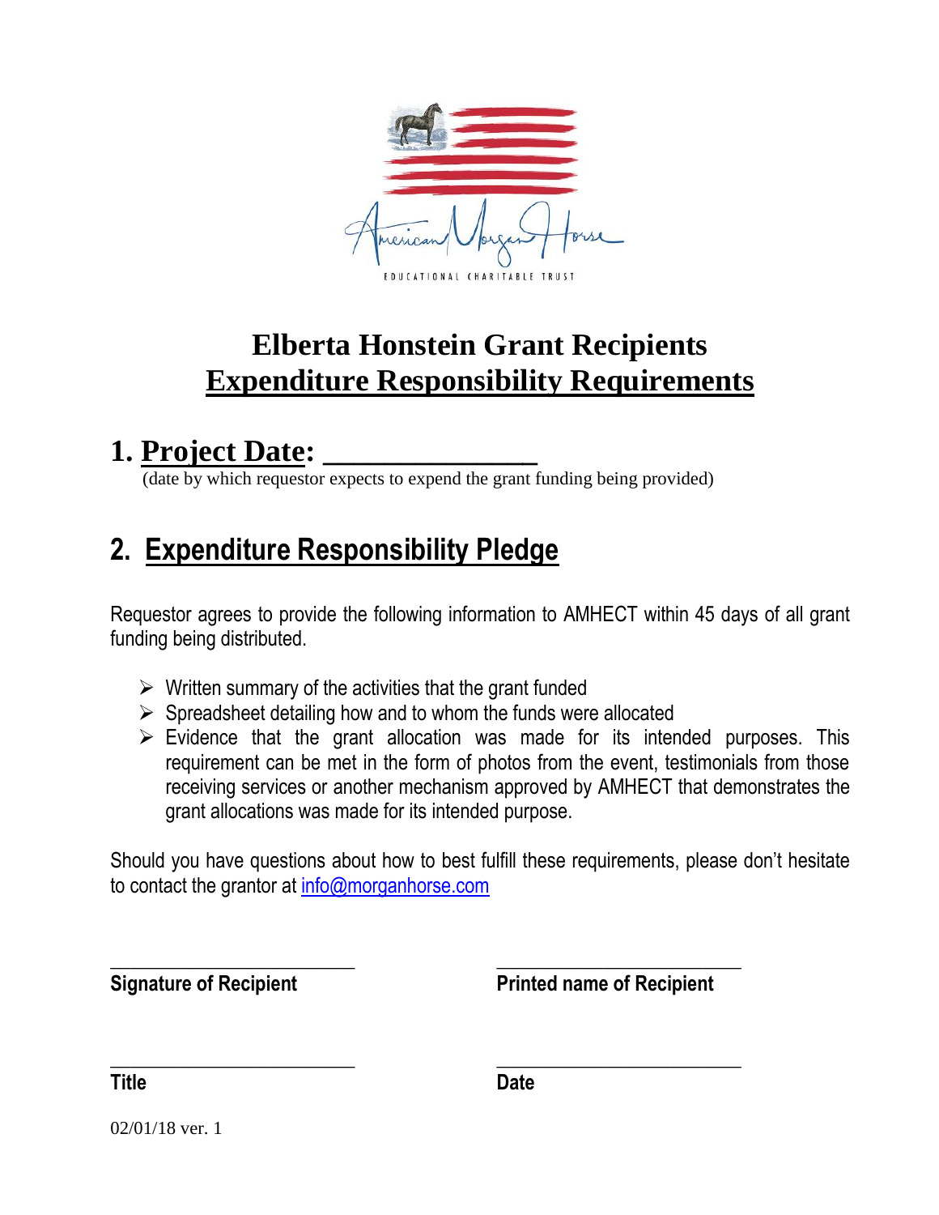American Morgan Horse

EDUCATIONAL CHARITABLE TRUST

# Elberta Honstein Grant Recipients
# Expenditure Responsibility Requirements

## 1. Project Date: _______________

(date by which requestor expects to expend the grant funding being provided)

## 2. Expenditure Responsibility Pledge

Requestor agrees to provide the following information to AMHECT within 45 days of all grant funding being distributed.

- Written summary of the activities that the grant funded
- Spreadsheet detailing how and to whom the funds were allocated
- Evidence that the grant allocation was made for its intended purposes. This requirement can be met in the form of photos from the event, testimonials from those receiving services or another mechanism approved by AMHECT that demonstrates the grant allocations was made for its intended purpose.

Should you have questions about how to best fulfill these requirements, please don't hesitate to contact the grantor at info@morganhorse.com

___________________________ ___________________________

**Signature of Recipient** **Printed name of Recipient**

___________________________ ___________________________

**Title** **Date**

02/01/18 ver. 1